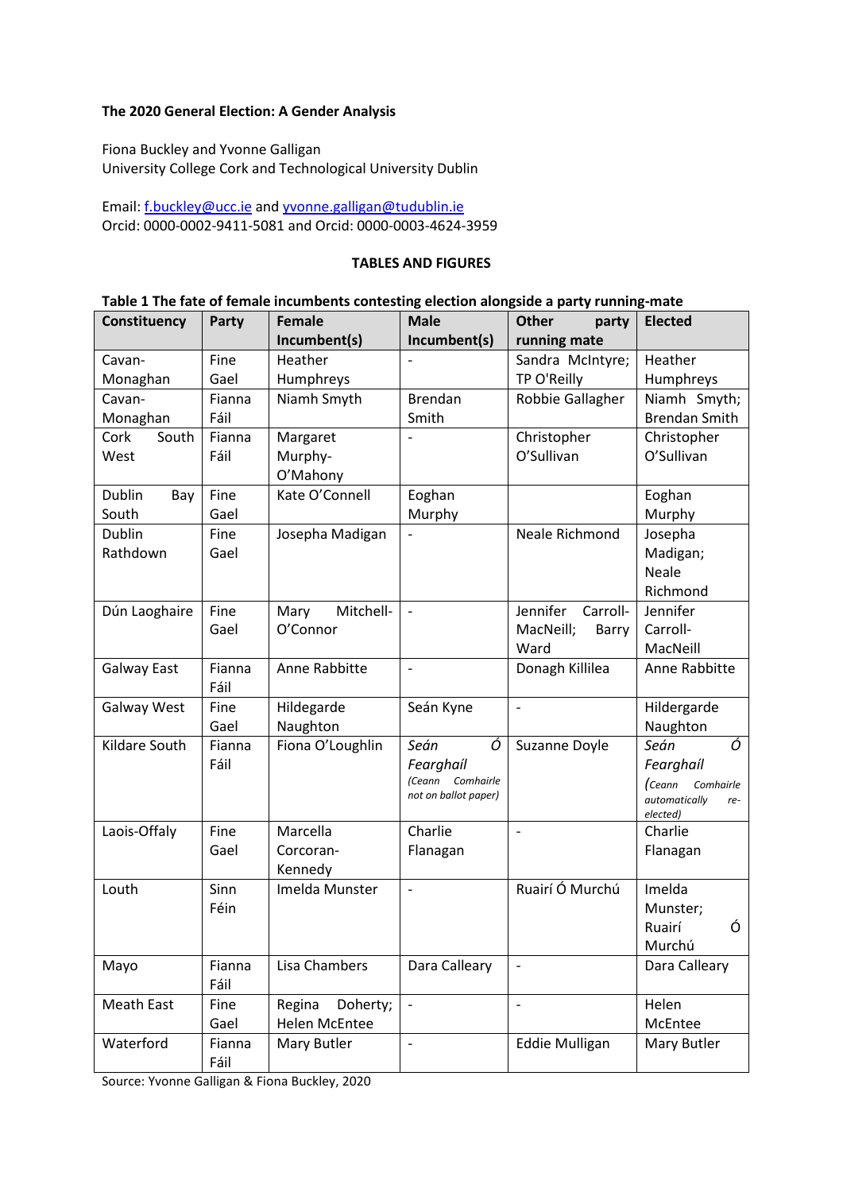**The 2020 General Election: A Gender Analysis**

Fiona Buckley and Yvonne Galligan
University College Cork and Technological University Dublin

Email: f.buckley@ucc.ie and yvonne.galligan@tudublin.ie
Orcid: 0000-0002-9411-5081 and Orcid: 0000-0003-4624-3959

**TABLES AND FIGURES**

**Table 1 The fate of female incumbents contesting election alongside a party running-mate**

| Constituency | Party | Female Incumbent(s) | Male Incumbent(s) | Other party running mate | Elected |
|---|---|---|---|---|---|
| Cavan-Monaghan | Fine Gael | Heather Humphreys | - | Sandra McIntyre; TP O'Reilly | Heather Humphreys |
| Cavan-Monaghan | Fianna Fáil | Niamh Smyth | Brendan Smith | Robbie Gallagher | Niamh Smyth; Brendan Smith |
| Cork South West | Fianna Fáil | Margaret Murphy-O'Mahony | - | Christopher O'Sullivan | Christopher O'Sullivan |
| Dublin Bay South | Fine Gael | Kate O'Connell | Eoghan Murphy | | Eoghan Murphy |
| Dublin Rathdown | Fine Gael | Josepha Madigan | - | Neale Richmond | Josepha Madigan; Neale Richmond |
| Dún Laoghaire | Fine Gael | Mary Mitchell-O'Connor | - | Jennifer Carroll-MacNeill; Barry Ward | Jennifer Carroll-MacNeill |
| Galway East | Fianna Fáil | Anne Rabbitte | - | Donagh Killilea | Anne Rabbitte |
| Galway West | Fine Gael | Hildegarde Naughton | Seán Kyne | - | Hildergarde Naughton |
| Kildare South | Fianna Fáil | Fiona O'Loughlin | *Seán Ó Fearghaíl* *(Ceann Comhairle not on ballot paper)* | Suzanne Doyle | *Seán Ó Fearghaíl* *(Ceann Comhairle automatically re-elected)* |
| Laois-Offaly | Fine Gael | Marcella Corcoran-Kennedy | Charlie Flanagan | - | Charlie Flanagan |
| Louth | Sinn Féin | Imelda Munster | - | Ruairí Ó Murchú | Imelda Munster; Ruairí Ó Murchú |
| Mayo | Fianna Fáil | Lisa Chambers | Dara Calleary | - | Dara Calleary |
| Meath East | Fine Gael | Regina Doherty; Helen McEntee | - | - | Helen McEntee |
| Waterford | Fianna Fáil | Mary Butler | - | Eddie Mulligan | Mary Butler |

Source: Yvonne Galligan & Fiona Buckley, 2020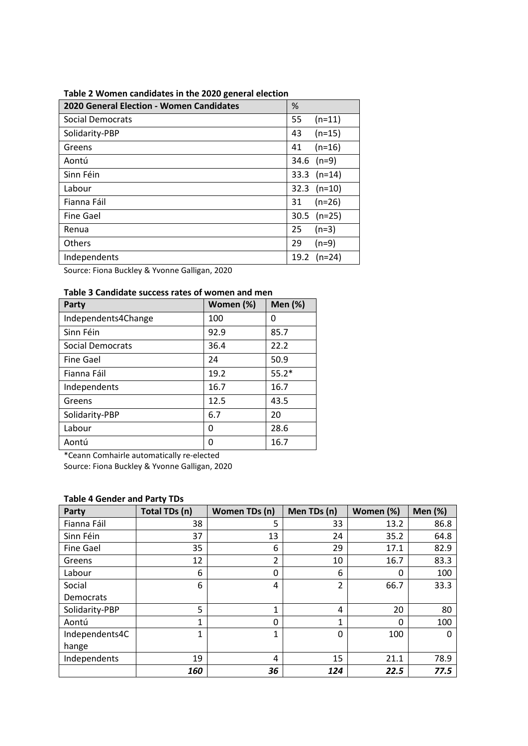**Table 2 Women candidates in the 2020 general election**

| 2020 General Election - Women Candidates | % |
|---|---|
| Social Democrats | 55 (n=11) |
| Solidarity-PBP | 43 (n=15) |
| Greens | 41 (n=16) |
| Aontú | 34.6 (n=9) |
| Sinn Féin | 33.3 (n=14) |
| Labour | 32.3 (n=10) |
| Fianna Fáil | 31 (n=26) |
| Fine Gael | 30.5 (n=25) |
| Renua | 25 (n=3) |
| Others | 29 (n=9) |
| Independents | 19.2 (n=24) |

Source: Fiona Buckley & Yvonne Galligan, 2020

**Table 3 Candidate success rates of women and men**

| Party | Women (%) | Men (%) |
|---|---|---|
| Independents4Change | 100 | 0 |
| Sinn Féin | 92.9 | 85.7 |
| Social Democrats | 36.4 | 22.2 |
| Fine Gael | 24 | 50.9 |
| Fianna Fáil | 19.2 | 55.2* |
| Independents | 16.7 | 16.7 |
| Greens | 12.5 | 43.5 |
| Solidarity-PBP | 6.7 | 20 |
| Labour | 0 | 28.6 |
| Aontú | 0 | 16.7 |

*Ceann Comhairle automatically re-elected

Source: Fiona Buckley & Yvonne Galligan, 2020

**Table 4 Gender and Party TDs**

| Party | Total TDs (n) | Women TDs (n) | Men TDs (n) | Women (%) | Men (%) |
|---|---|---|---|---|---|
| Fianna Fáil | 38 | 5 | 33 | 13.2 | 86.8 |
| Sinn Féin | 37 | 13 | 24 | 35.2 | 64.8 |
| Fine Gael | 35 | 6 | 29 | 17.1 | 82.9 |
| Greens | 12 | 2 | 10 | 16.7 | 83.3 |
| Labour | 6 | 0 | 6 | 0 | 100 |
| Social Democrats | 6 | 4 | 2 | 66.7 | 33.3 |
| Solidarity-PBP | 5 | 1 | 4 | 20 | 80 |
| Aontú | 1 | 0 | 1 | 0 | 100 |
| Independents4Change | 1 | 1 | 0 | 100 | 0 |
| Independents | 19 | 4 | 15 | 21.1 | 78.9 |
| | ***160*** | ***36*** | ***124*** | ***22.5*** | ***77.5*** |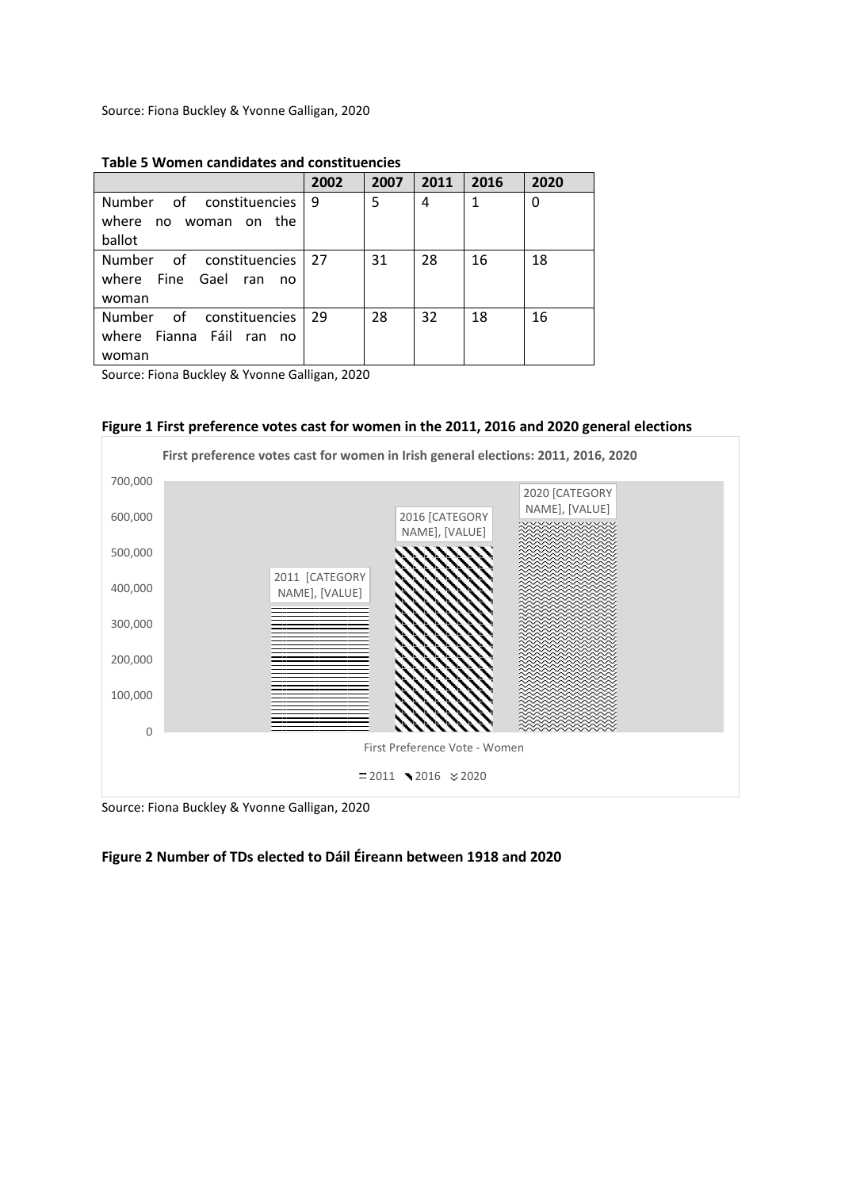Source: Fiona Buckley & Yvonne Galligan, 2020

**Table 5 Women candidates and constituencies**

| | 2002 | 2007 | 2011 | 2016 | 2020 |
|---|---|---|---|---|---|
| Number of constituencies where no woman on the ballot | 9 | 5 | 4 | 1 | 0 |
| Number of constituencies where Fine Gael ran no woman | 27 | 31 | 28 | 16 | 18 |
| Number of constituencies where Fianna Fáil ran no woman | 29 | 28 | 32 | 18 | 16 |

Source: Fiona Buckley & Yvonne Galligan, 2020

**Figure 1 First preference votes cast for women in the 2011, 2016 and 2020 general elections**

Source: Fiona Buckley & Yvonne Galligan, 2020

**Figure 2 Number of TDs elected to Dáil Éireann between 1918 and 2020**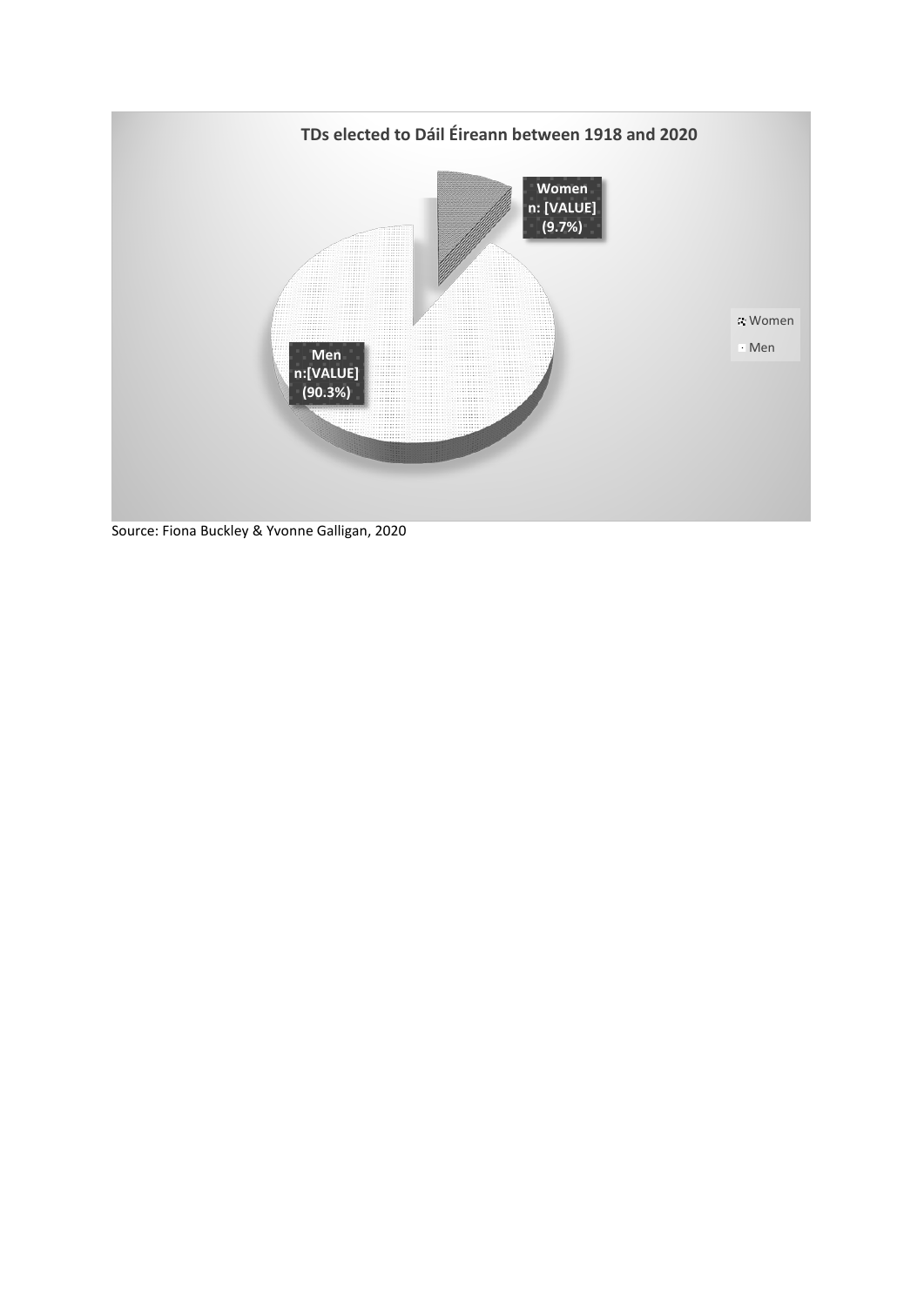TDs elected to Dáil Éireann between 1918 and 2020

Women
n: [VALUE]
(9.7%)

Men
n:[VALUE]
(90.3%)

Women
Men

Source: Fiona Buckley & Yvonne Galligan, 2020